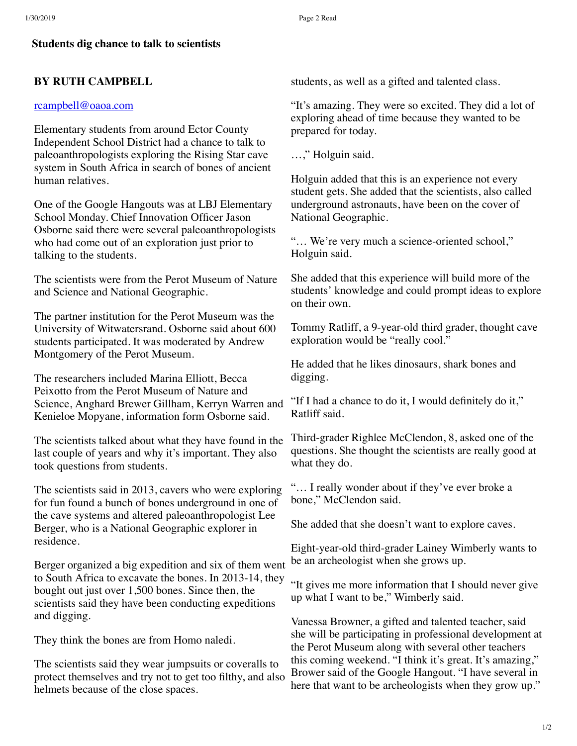**Students dig chance to talk to scientists**

**BY RUTH CAMPBELL**

rcampbell@oaoa.com

Elementary students from around Ector County Independent School District had a chance to talk to paleoanthropologists exploring the Rising Star cave system in South Africa in search of bones of ancient human relatives.

One of the Google Hangouts was at LBJ Elementary School Monday. Chief Innovation Officer Jason Osborne said there were several paleoanthropologists who had come out of an exploration just prior to talking to the students.

The scientists were from the Perot Museum of Nature and Science and National Geographic.

The partner institution for the Perot Museum was the University of Witwatersrand. Osborne said about 600 students participated. It was moderated by Andrew Montgomery of the Perot Museum.

The researchers included Marina Elliott, Becca Peixotto from the Perot Museum of Nature and Science, Anghard Brewer Gillham, Kerryn Warren and Kenieloe Mopyane, information form Osborne said.

The scientists talked about what they have found in the last couple of years and why it's important. They also took questions from students.

The scientists said in 2013, cavers who were exploring for fun found a bunch of bones underground in one of the cave systems and altered paleoanthropologist Lee Berger, who is a National Geographic explorer in residence.

Berger organized a big expedition and six of them went to South Africa to excavate the bones. In 2013-14, they bought out just over 1,500 bones. Since then, the scientists said they have been conducting expeditions and digging.

They think the bones are from Homo naledi.

The scientists said they wear jumpsuits or coveralls to protect themselves and try not to get too filthy, and also helmets because of the close spaces.

students, as well as a gifted and talented class.

"It's amazing. They were so excited. They did a lot of exploring ahead of time because they wanted to be prepared for today.

…," Holguin said.

Holguin added that this is an experience not every student gets. She added that the scientists, also called underground astronauts, have been on the cover of National Geographic.

"… We're very much a science-oriented school," Holguin said.

She added that this experience will build more of the students' knowledge and could prompt ideas to explore on their own.

Tommy Ratliff, a 9-year-old third grader, thought cave exploration would be "really cool."

He added that he likes dinosaurs, shark bones and digging.

"If I had a chance to do it, I would definitely do it," Ratliff said.

Third-grader Righlee McClendon, 8, asked one of the questions. She thought the scientists are really good at what they do.

"… I really wonder about if they've ever broke a bone," McClendon said.

She added that she doesn't want to explore caves.

Eight-year-old third-grader Lainey Wimberly wants to be an archeologist when she grows up.

"It gives me more information that I should never give up what I want to be," Wimberly said.

Vanessa Browner, a gifted and talented teacher, said she will be participating in professional development at the Perot Museum along with several other teachers this coming weekend. "I think it's great. It's amazing," Brower said of the Google Hangout. "I have several in here that want to be archeologists when they grow up."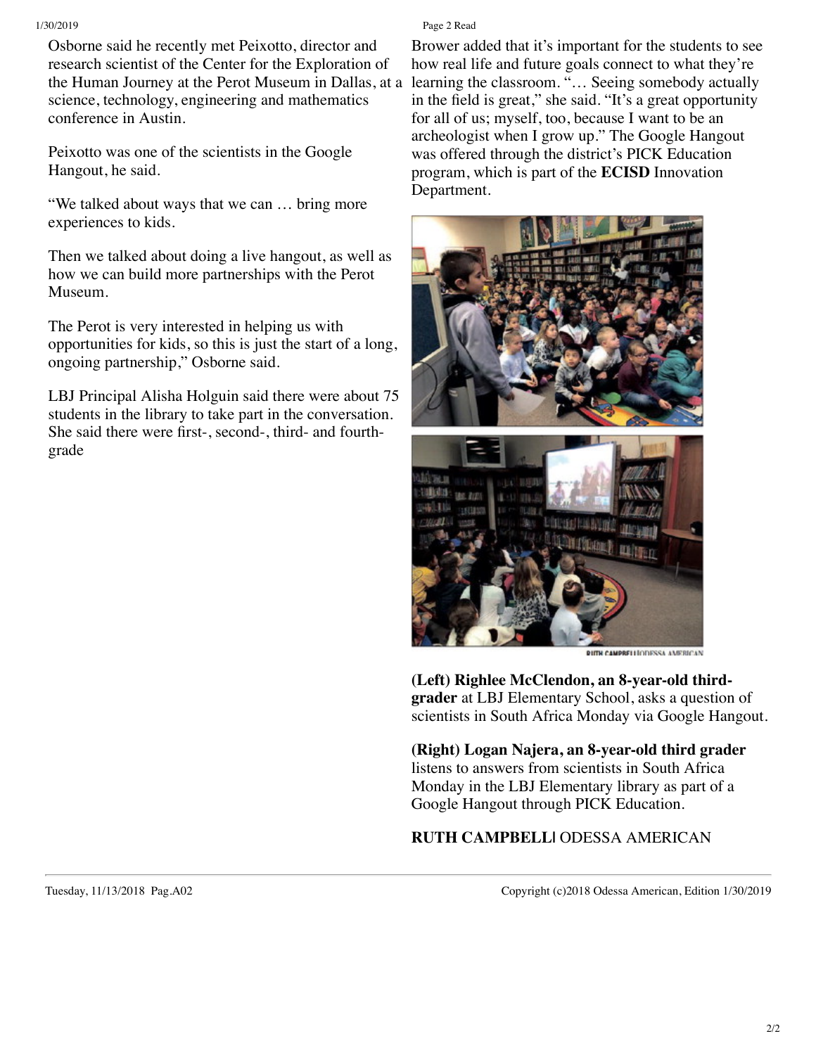Osborne said he recently met Peixotto, director and research scientist of the Center for the Exploration of the Human Journey at the Perot Museum in Dallas, at a science, technology, engineering and mathematics conference in Austin.

Peixotto was one of the scientists in the Google Hangout, he said.

"We talked about ways that we can … bring more experiences to kids.

Then we talked about doing a live hangout, as well as how we can build more partnerships with the Perot Museum.

The Perot is very interested in helping us with opportunities for kids, so this is just the start of a long, ongoing partnership," Osborne said.

LBJ Principal Alisha Holguin said there were about 75 students in the library to take part in the conversation. She said there were first-, second-, third- and fourth-grade

Brower added that it's important for the students to see how real life and future goals connect to what they're learning the classroom. "… Seeing somebody actually in the field is great," she said. "It's a great opportunity for all of us; myself, too, because I want to be an archeologist when I grow up." The Google Hangout was offered through the district's PICK Education program, which is part of the **ECISD** Innovation Department.

RUTH CAMPBELL | ODESSA AMERICAN

**(Left) Righlee McClendon, an 8-year-old third-grader** at LBJ Elementary School, asks a question of scientists in South Africa Monday via Google Hangout.

**(Right) Logan Najera, an 8-year-old third grader** listens to answers from scientists in South Africa Monday in the LBJ Elementary library as part of a Google Hangout through PICK Education.

**RUTH CAMPBELL|** ODESSA AMERICAN

Tuesday, 11/13/2018 Pag.A02

Copyright (c)2018 Odessa American, Edition 1/30/2019